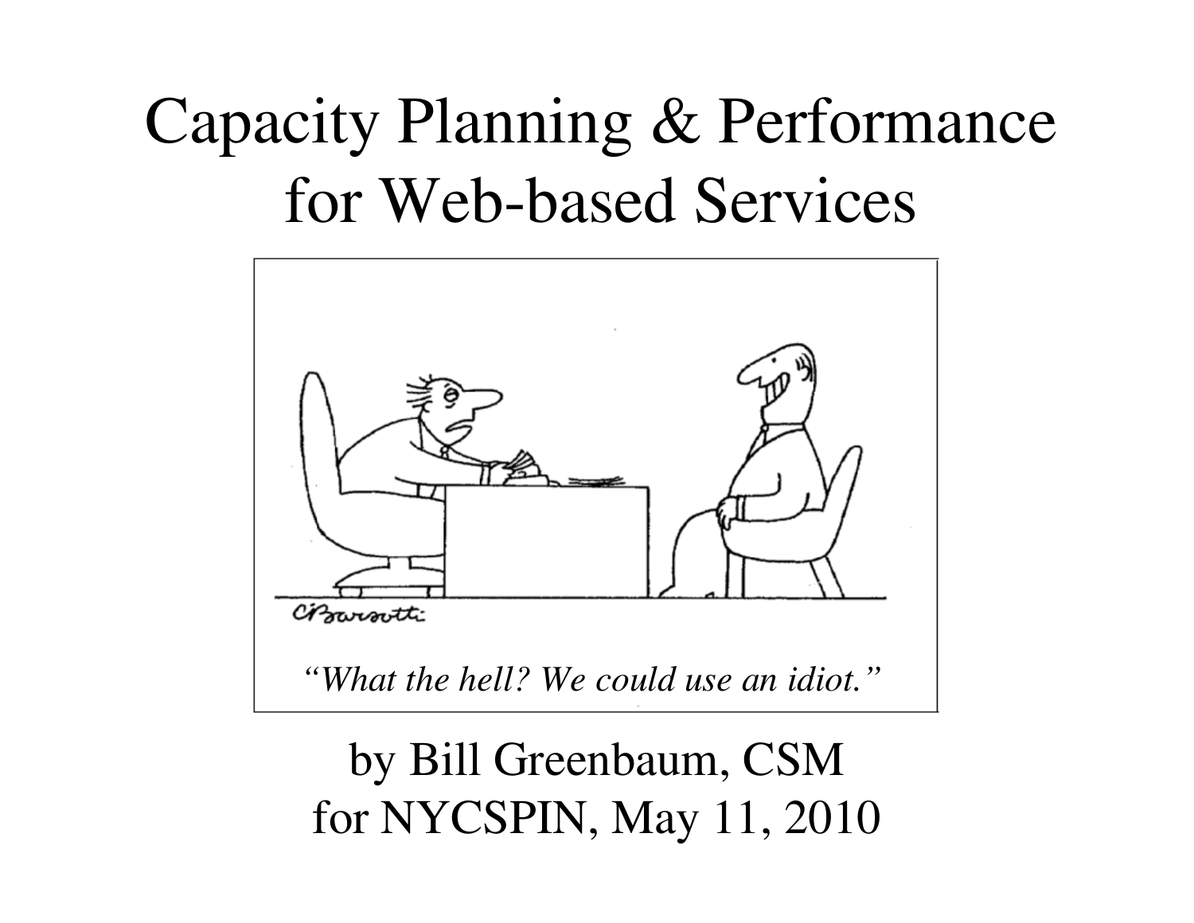# Capacity Planning & Performance for Web-based Services

*"What the hell? We could use an idiot."*

by Bill Greenbaum, CSM
for NYCSPIN, May 11, 2010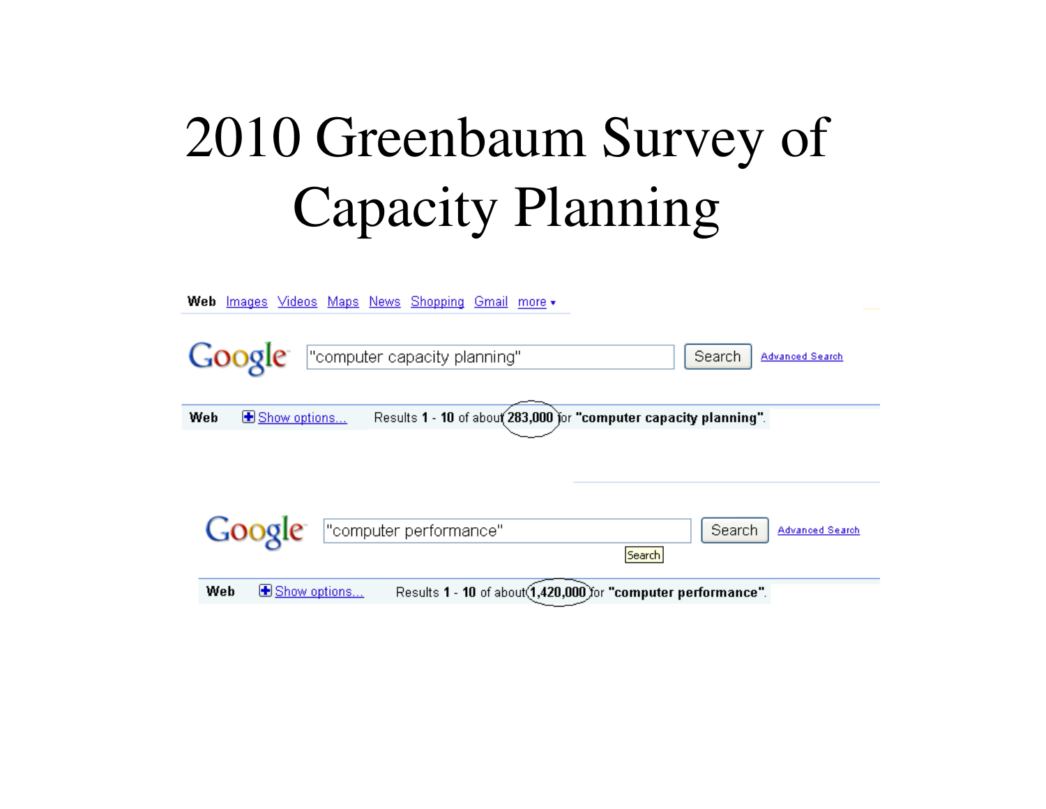# 2010 Greenbaum Survey of Capacity Planning

Web Images Videos Maps News Shopping Gmail more ▾

Google "computer capacity planning" Search Advanced Search

Web Show options... Results **1** - **10** of about **283,000** for **"computer capacity planning"**.

Google "computer performance" Search Advanced Search

Search

Web Show options... Results **1** - **10** of about **1,420,000** for **"computer performance"**.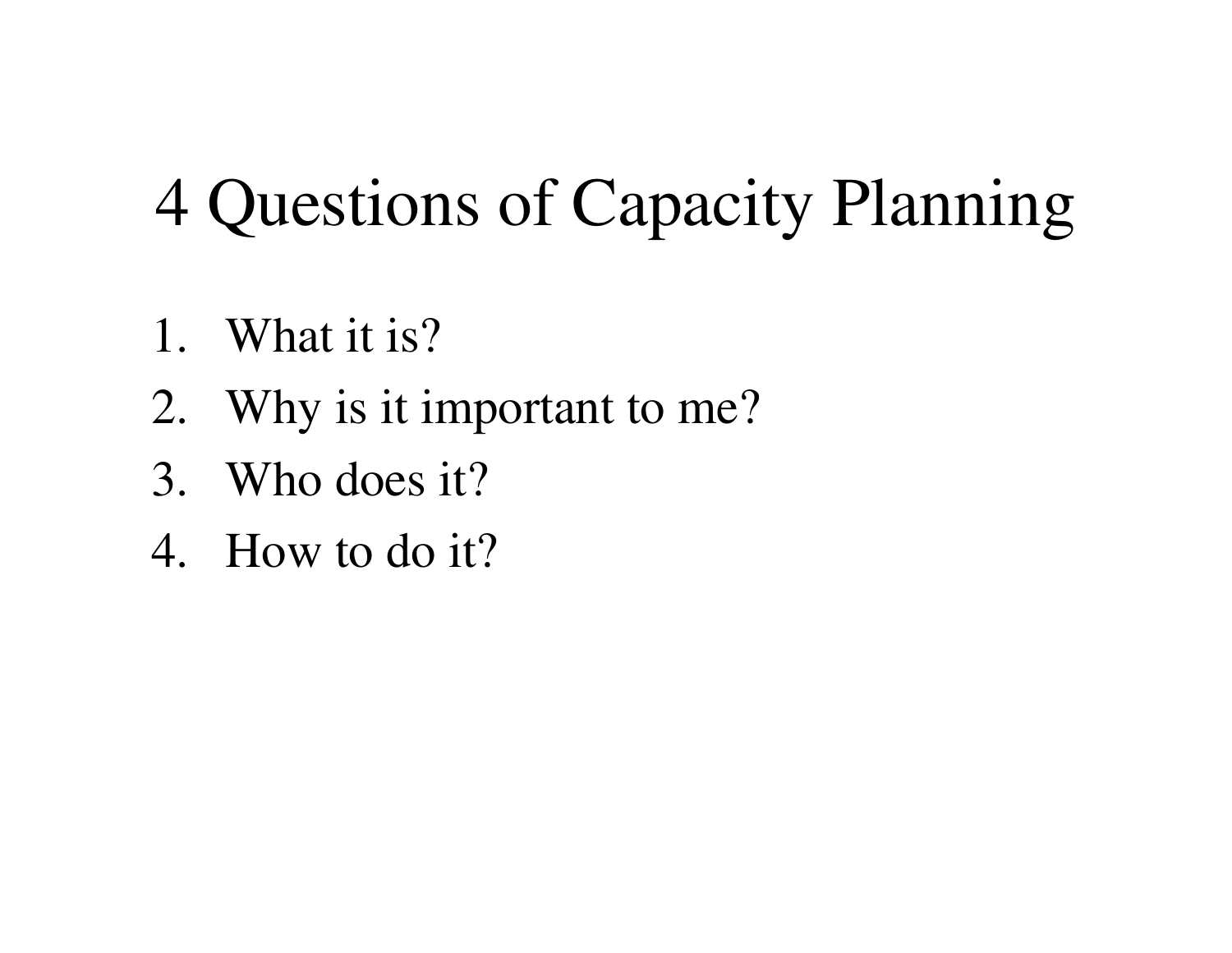# 4 Questions of Capacity Planning

1. What it is?
2. Why is it important to me?
3. Who does it?
4. How to do it?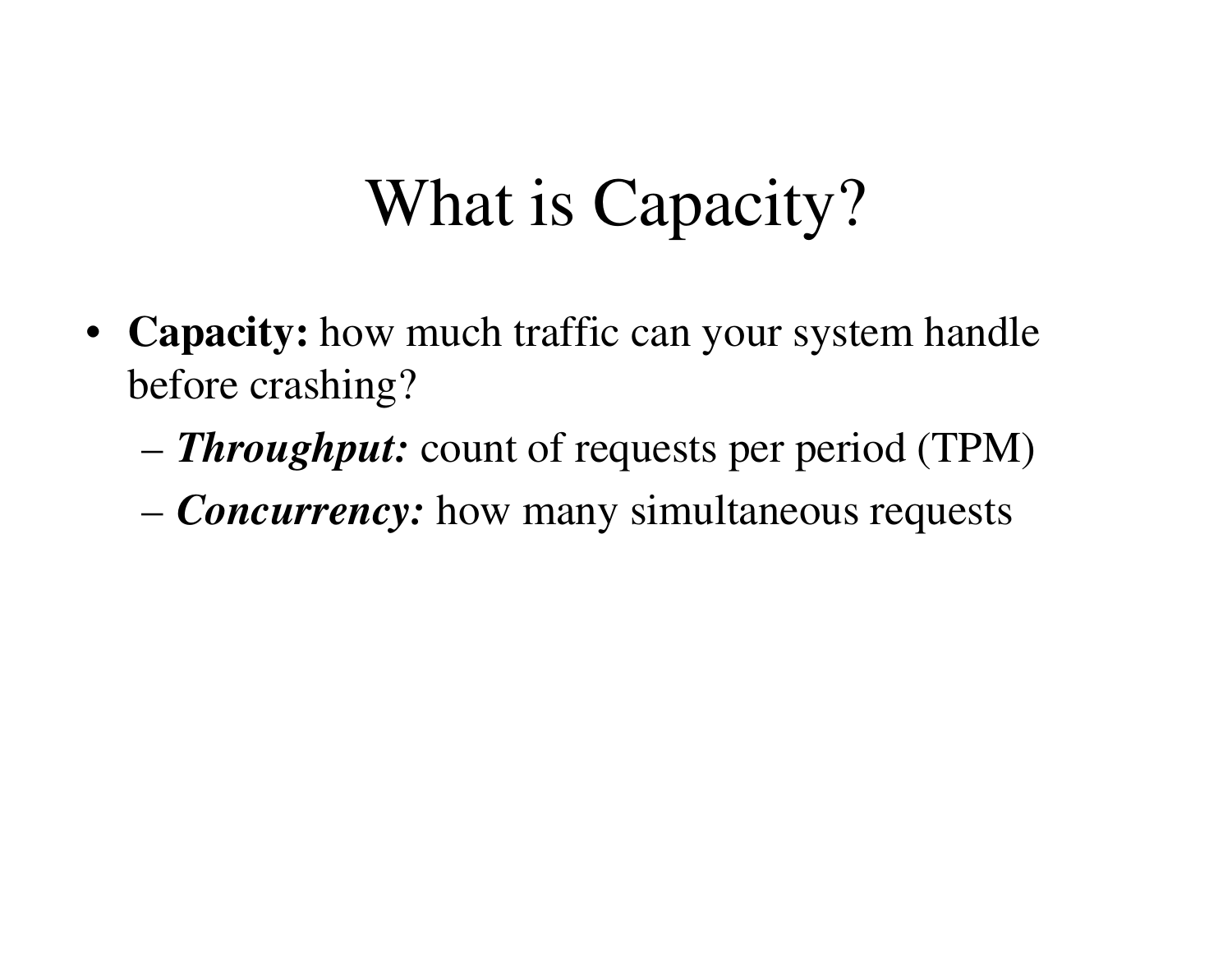# What is Capacity?

- **Capacity:** how much traffic can your system handle before crashing?
  - ***Throughput:*** count of requests per period (TPM)
  - ***Concurrency:*** how many simultaneous requests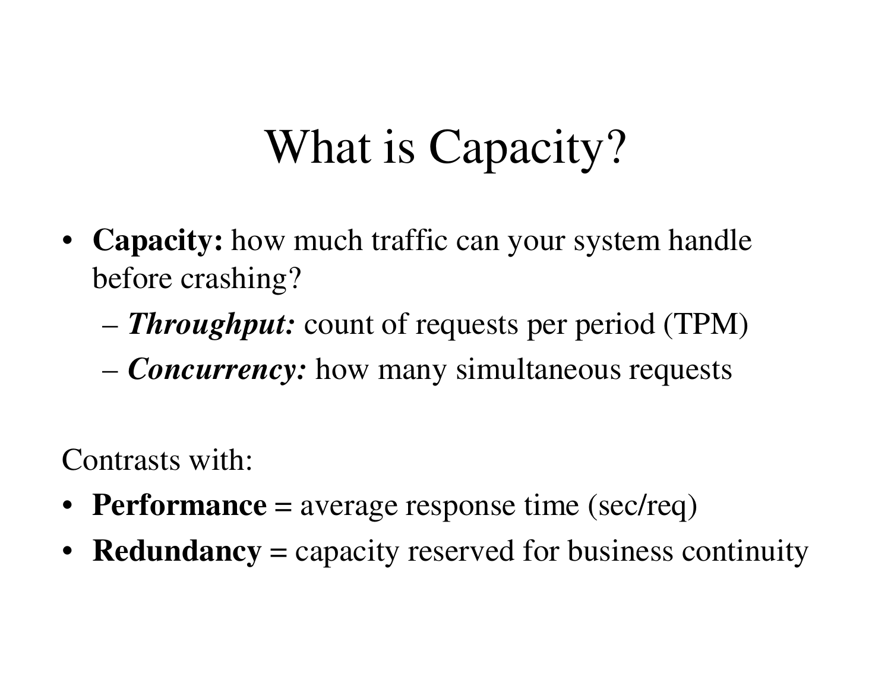# What is Capacity?

- **Capacity:** how much traffic can your system handle before crashing?
  - ***Throughput:*** count of requests per period (TPM)
  - ***Concurrency:*** how many simultaneous requests

Contrasts with:

- **Performance** = average response time (sec/req)
- **Redundancy** = capacity reserved for business continuity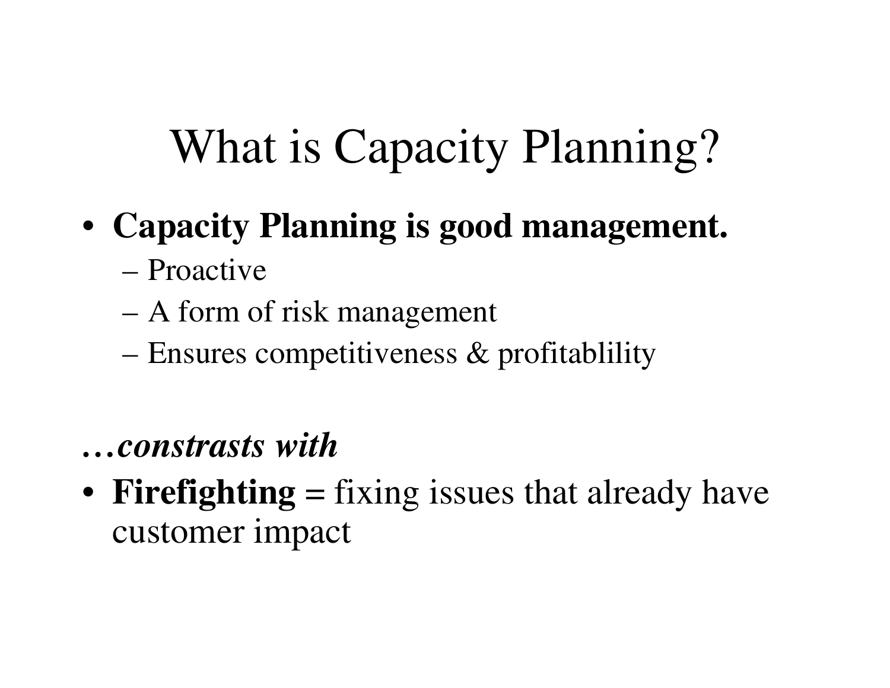# What is Capacity Planning?

- **Capacity Planning is good management.**
  - Proactive
  - A form of risk management
  - Ensures competitiveness & profitablility

***…constrasts with***

- **Firefighting =** fixing issues that already have customer impact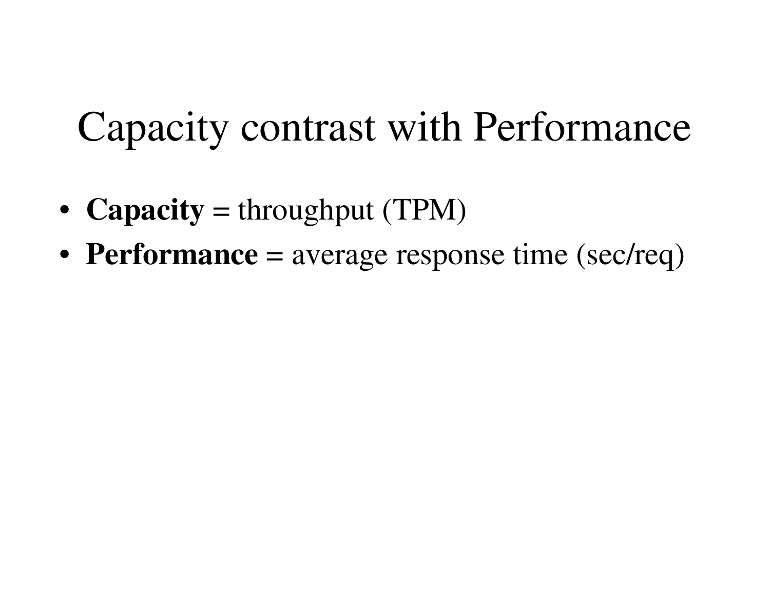# Capacity contrast with Performance

- **Capacity =** throughput (TPM)
- **Performance =** average response time (sec/req)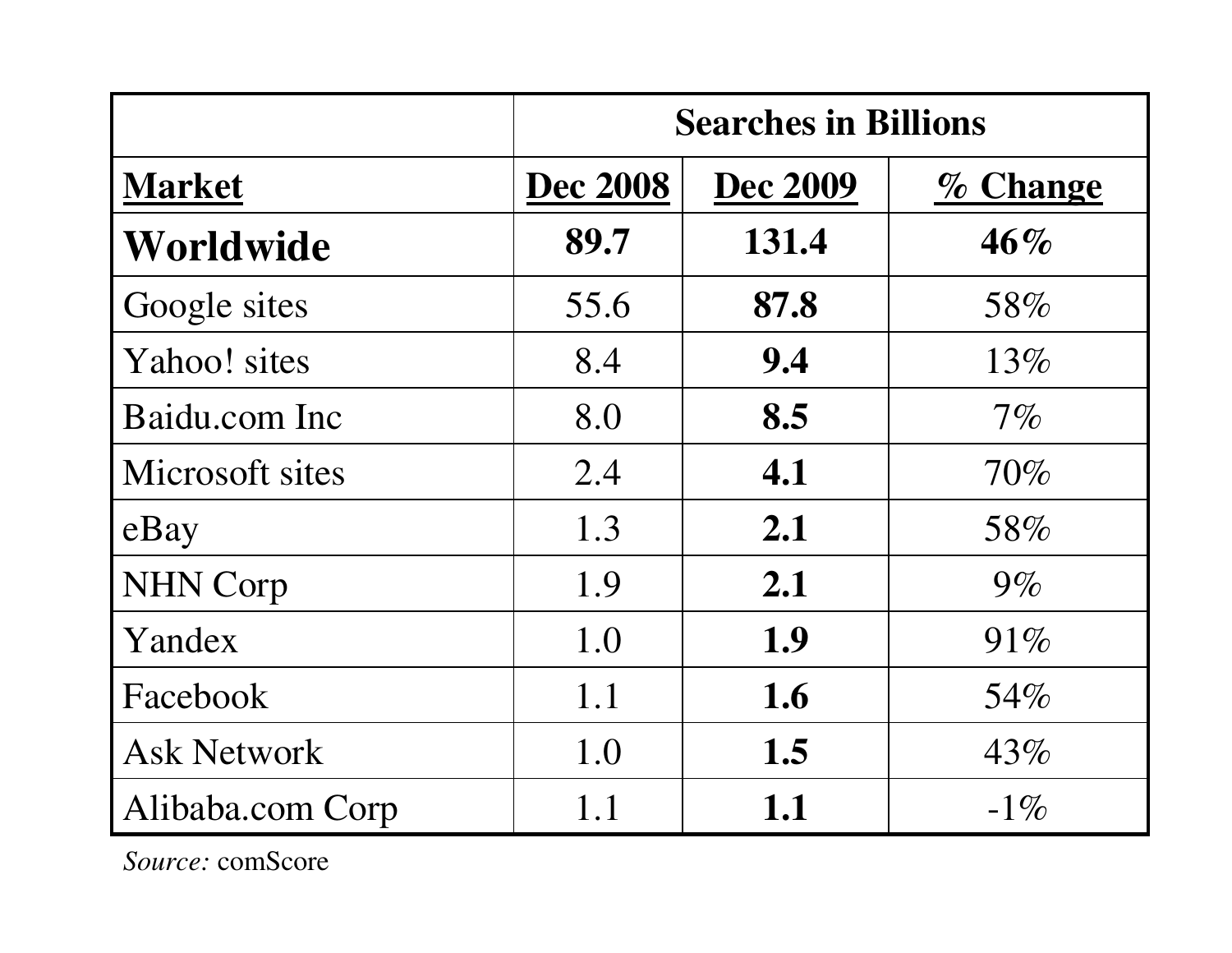| | Searches in Billions | | |
|---|---|---|---|
| **Market** | **Dec 2008** | **Dec 2009** | **% Change** |
| **Worldwide** | **89.7** | **131.4** | **46%** |
| Google sites | 55.6 | **87.8** | 58% |
| Yahoo! sites | 8.4 | **9.4** | 13% |
| Baidu.com Inc | 8.0 | **8.5** | 7% |
| Microsoft sites | 2.4 | **4.1** | 70% |
| eBay | 1.3 | **2.1** | 58% |
| NHN Corp | 1.9 | **2.1** | 9% |
| Yandex | 1.0 | **1.9** | 91% |
| Facebook | 1.1 | **1.6** | 54% |
| Ask Network | 1.0 | **1.5** | 43% |
| Alibaba.com Corp | 1.1 | **1.1** | -1% |

*Source:* comScore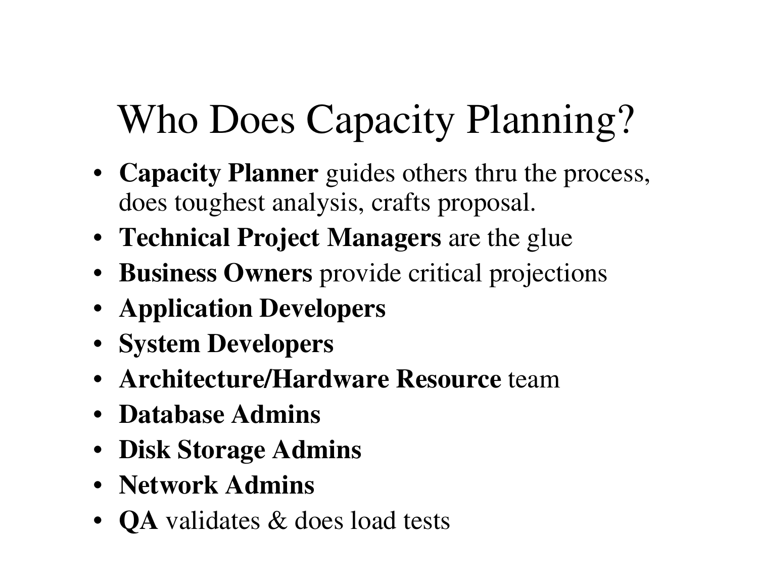# Who Does Capacity Planning?

- **Capacity Planner** guides others thru the process, does toughest analysis, crafts proposal.
- **Technical Project Managers** are the glue
- **Business Owners** provide critical projections
- **Application Developers**
- **System Developers**
- **Architecture/Hardware Resource** team
- **Database Admins**
- **Disk Storage Admins**
- **Network Admins**
- **QA** validates & does load tests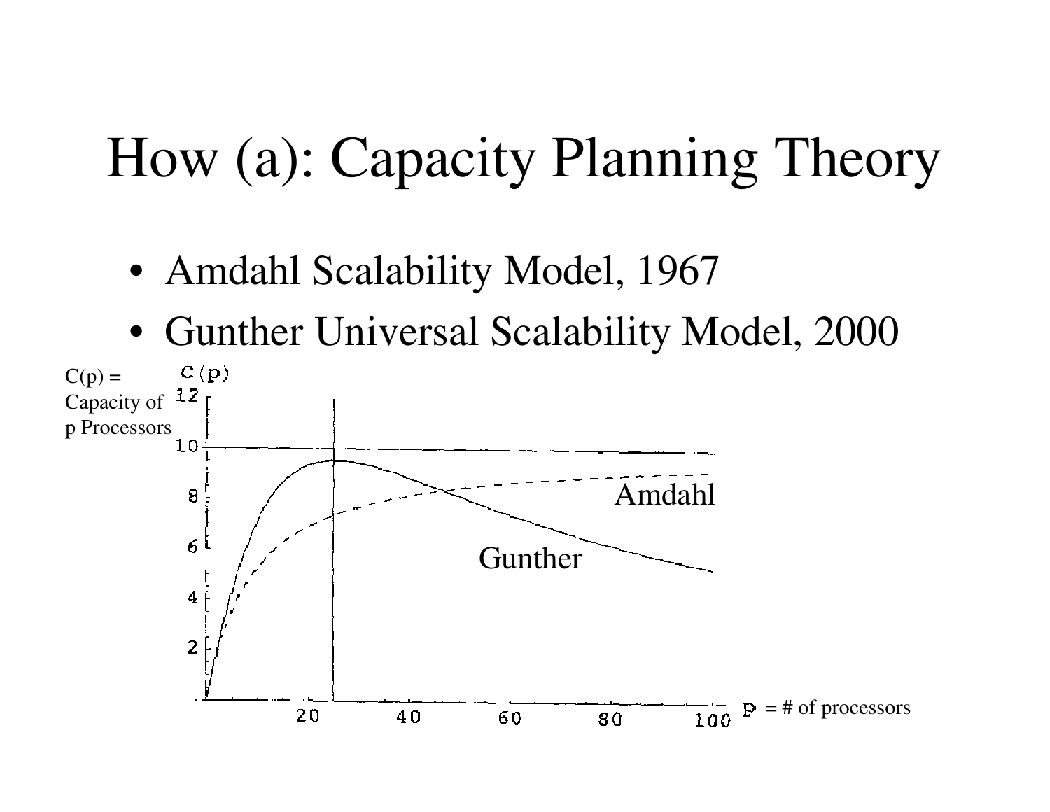# How (a): Capacity Planning Theory

- Amdahl Scalability Model, 1967
- Gunther Universal Scalability Model, 2000

C(p) = Capacity of p Processors

p = # of processors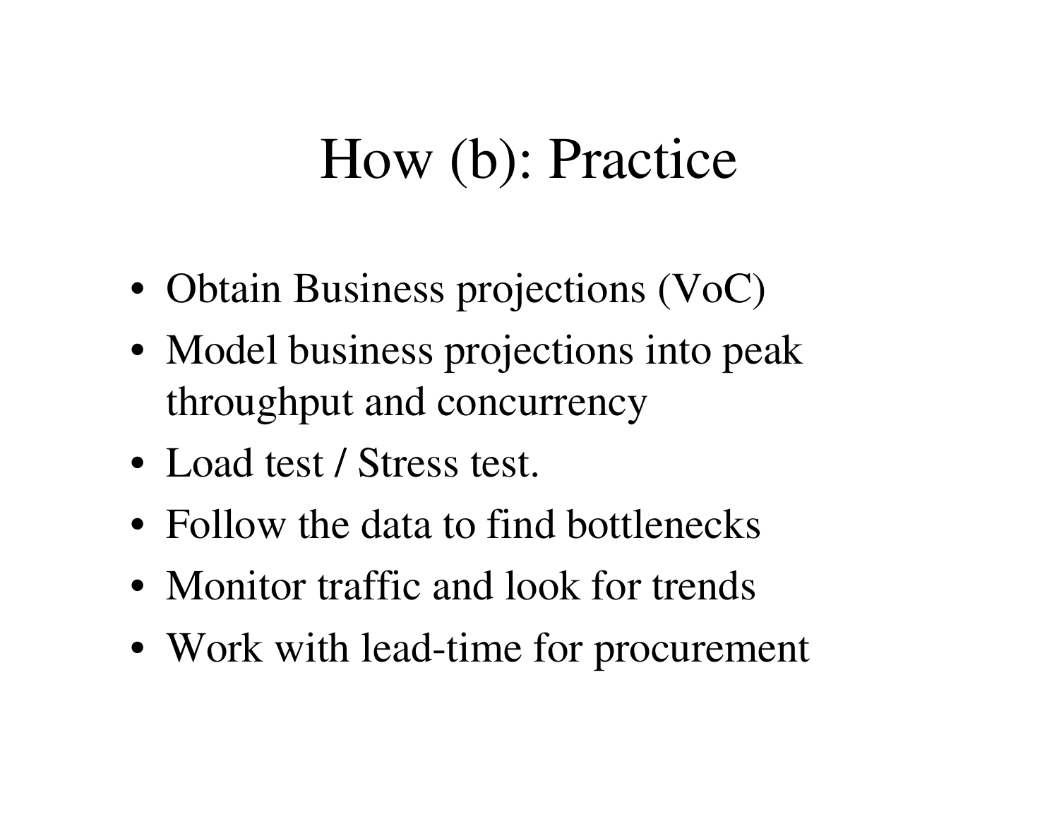# How (b): Practice

- Obtain Business projections (VoC)
- Model business projections into peak throughput and concurrency
- Load test / Stress test.
- Follow the data to find bottlenecks
- Monitor traffic and look for trends
- Work with lead-time for procurement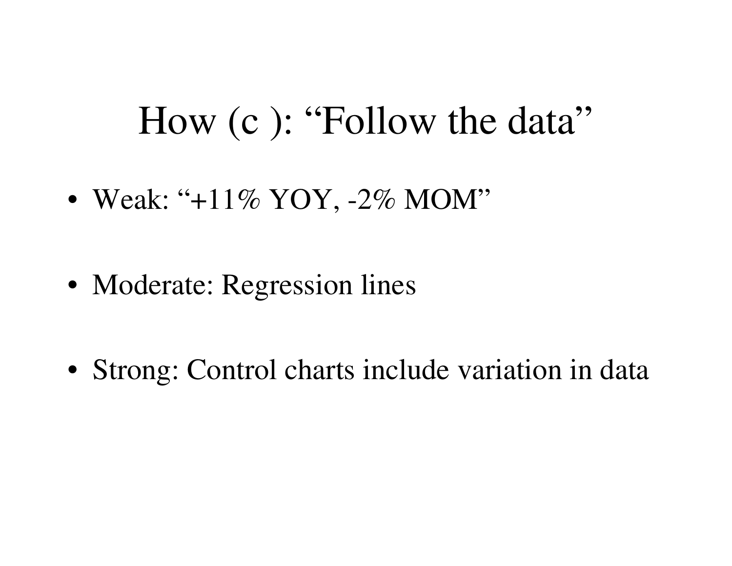# How (c ): “Follow the data”

- Weak: “+11% YOY, -2% MOM”
- Moderate: Regression lines
- Strong: Control charts include variation in data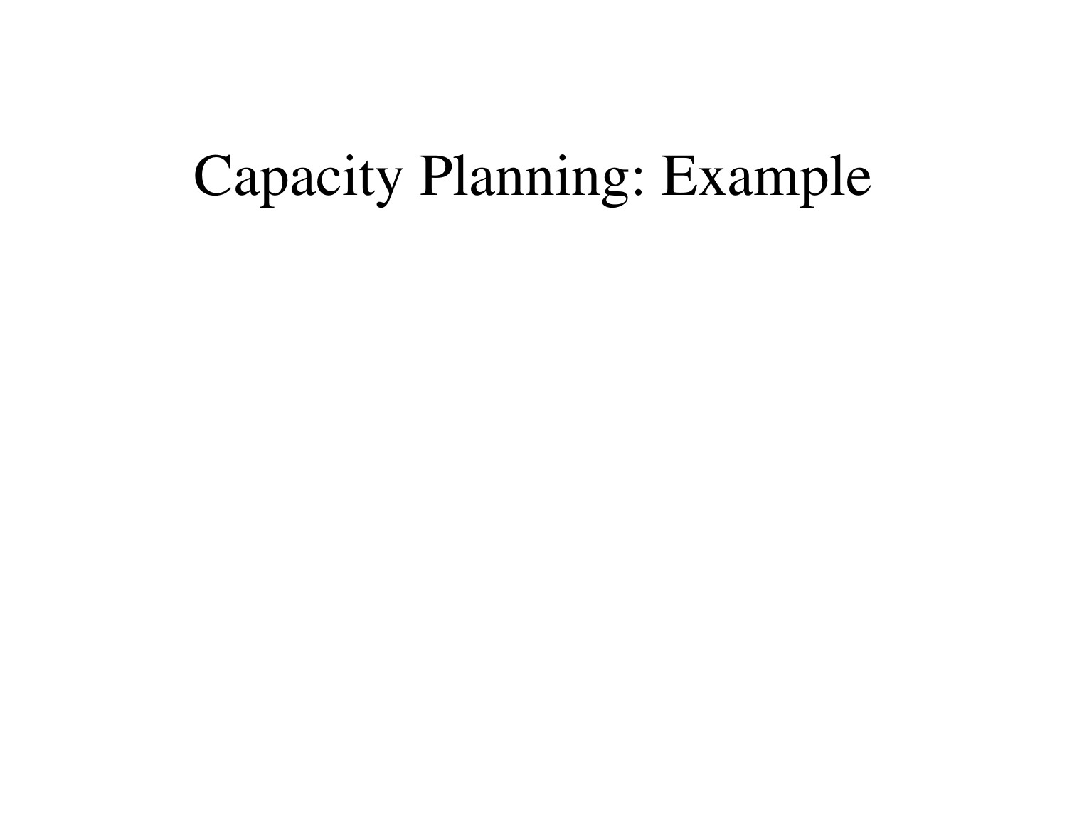# Capacity Planning: Example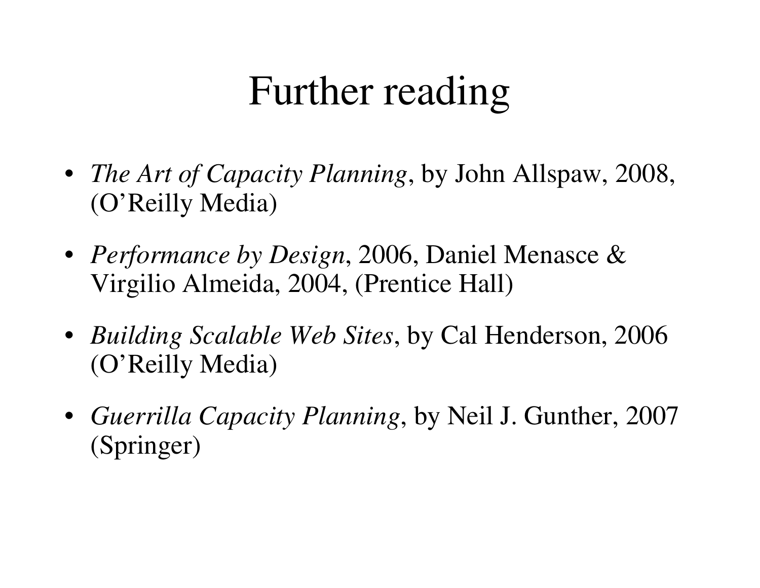# Further reading

- *The Art of Capacity Planning*, by John Allspaw, 2008, (O'Reilly Media)
- *Performance by Design*, 2006, Daniel Menasce & Virgilio Almeida, 2004, (Prentice Hall)
- *Building Scalable Web Sites*, by Cal Henderson, 2006 (O'Reilly Media)
- *Guerrilla Capacity Planning*, by Neil J. Gunther, 2007 (Springer)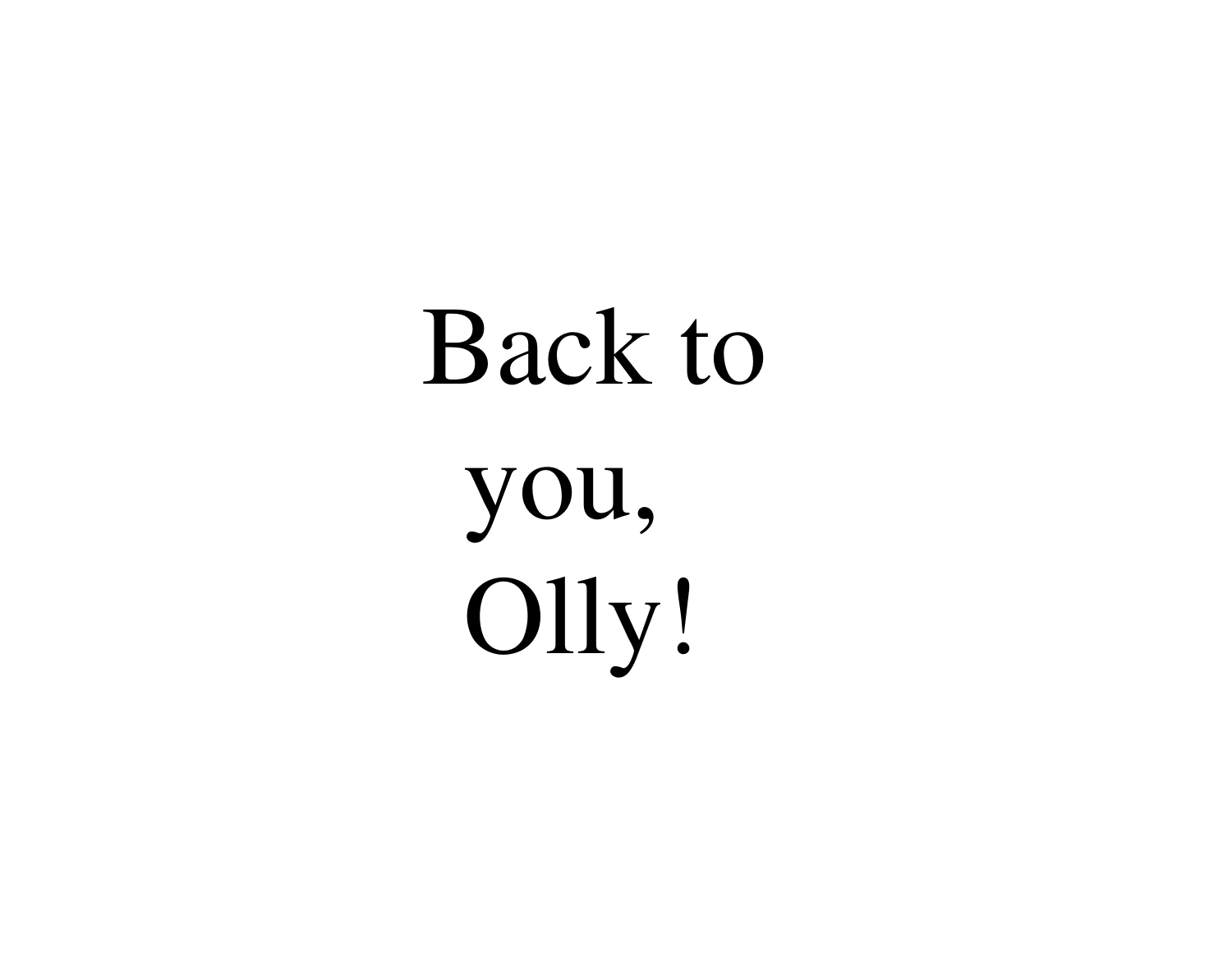Back to you, Olly!